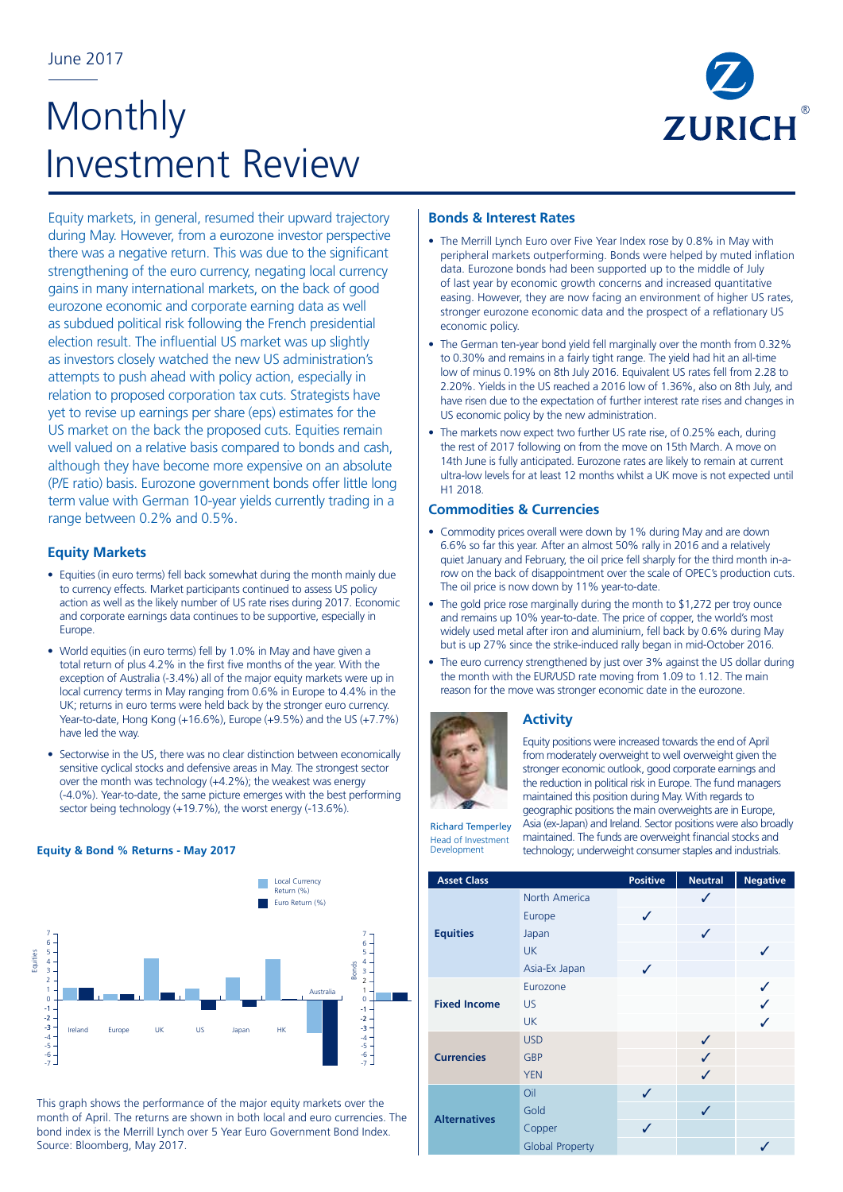June 2017

# Monthly Investment Review

Equity markets, in general, resumed their upward trajectory during May. However, from a eurozone investor perspective there was a negative return. This was due to the significant strengthening of the euro currency, negating local currency gains in many international markets, on the back of good eurozone economic and corporate earning data as well as subdued political risk following the French presidential election result. The influential US market was up slightly as investors closely watched the new US administration's attempts to push ahead with policy action, especially in relation to proposed corporation tax cuts. Strategists have yet to revise up earnings per share (eps) estimates for the US market on the back the proposed cuts. Equities remain well valued on a relative basis compared to bonds and cash, although they have become more expensive on an absolute (P/E ratio) basis. Eurozone government bonds offer little long term value with German 10-year yields currently trading in a range between 0.2% and 0.5%.

## Equity Markets

- Equities (in euro terms) fell back somewhat during the month mainly due to currency effects. Market participants continued to assess US policy action as well as the likely number of US rate rises during 2017. Economic and corporate earnings data continues to be supportive, especially in Europe.
- World equities (in euro terms) fell by 1.0% in May and have given a total return of plus 4.2% in the first five months of the year. With the exception of Australia (-3.4%) all of the major equity markets were up in local currency terms in May ranging from 0.6% in Europe to 4.4% in the UK; returns in euro terms were held back by the stronger euro currency. Year-to-date, Hong Kong (+16.6%), Europe (+9.5%) and the US (+7.7%) have led the way.
- Sectorwise in the US, there was no clear distinction between economically sensitive cyclical stocks and defensive areas in May. The strongest sector over the month was technology (+4.2%); the weakest was energy (-4.0%). Year-to-date, the same picture emerges with the best performing sector being technology (+19.7%), the worst energy (-13.6%).

**Equity & Bond % Returns - May 2017**

This graph shows the performance of the major equity markets over the month of April. The returns are shown in both local and euro currencies. The bond index is the Merrill Lynch over 5 Year Euro Government Bond Index. Source: Bloomberg, May 2017.

## Bonds & Interest Rates

- The Merrill Lynch Euro over Five Year Index rose by 0.8% in May with peripheral markets outperforming. Bonds were helped by muted inflation data. Eurozone bonds had been supported up to the middle of July of last year by economic growth concerns and increased quantitative easing. However, they are now facing an environment of higher US rates, stronger eurozone economic data and the prospect of a reflationary US economic policy.
- The German ten-year bond yield fell marginally over the month from 0.32% to 0.30% and remains in a fairly tight range. The yield had hit an all-time low of minus 0.19% on 8th July 2016. Equivalent US rates fell from 2.28 to 2.20%. Yields in the US reached a 2016 low of 1.36%, also on 8th July, and have risen due to the expectation of further interest rate rises and changes in US economic policy by the new administration.
- The markets now expect two further US rate rise, of 0.25% each, during the rest of 2017 following on from the move on 15th March. A move on 14th June is fully anticipated. Eurozone rates are likely to remain at current ultra-low levels for at least 12 months whilst a UK move is not expected until H1 2018.

## Commodities & Currencies

- Commodity prices overall were down by 1% during May and are down 6.6% so far this year. After an almost 50% rally in 2016 and a relatively quiet January and February, the oil price fell sharply for the third month in-a-row on the back of disappointment over the scale of OPEC's production cuts. The oil price is now down by 11% year-to-date.
- The gold price rose marginally during the month to $1,272 per troy ounce and remains up 10% year-to-date. The price of copper, the world's most widely used metal after iron and aluminium, fell back by 0.6% during May but is up 27% since the strike-induced rally began in mid-October 2016.
- The euro currency strengthened by just over 3% against the US dollar during the month with the EUR/USD rate moving from 1.09 to 1.12. The main reason for the move was stronger economic date in the eurozone.

## Activity

Equity positions were increased towards the end of April from moderately overweight to well overweight given the stronger economic outlook, good corporate earnings and the reduction in political risk in Europe. The fund managers maintained this position during May. With regards to geographic positions the main overweights are in Europe, Asia (ex-Japan) and Ireland. Sector positions were also broadly maintained. The funds are overweight financial stocks and technology; underweight consumer staples and industrials.

**Richard Temperley**
Head of Investment Development

| Asset Class | | Positive | Neutral | Negative |
|---|---|---|---|---|
| Equities | North America | | ✓ | |
| | Europe | ✓ | | |
| | Japan | | ✓ | |
| | UK | | | ✓ |
| | Asia-Ex Japan | ✓ | | |
| Fixed Income | Eurozone | | | ✓ |
| | US | | | ✓ |
| | UK | | | ✓ |
| Currencies | USD | | ✓ | |
| | GBP | | ✓ | |
| | YEN | | ✓ | |
| Alternatives | Oil | ✓ | | |
| | Gold | | ✓ | |
| | Copper | ✓ | | |
| | Global Property | | | ✓ |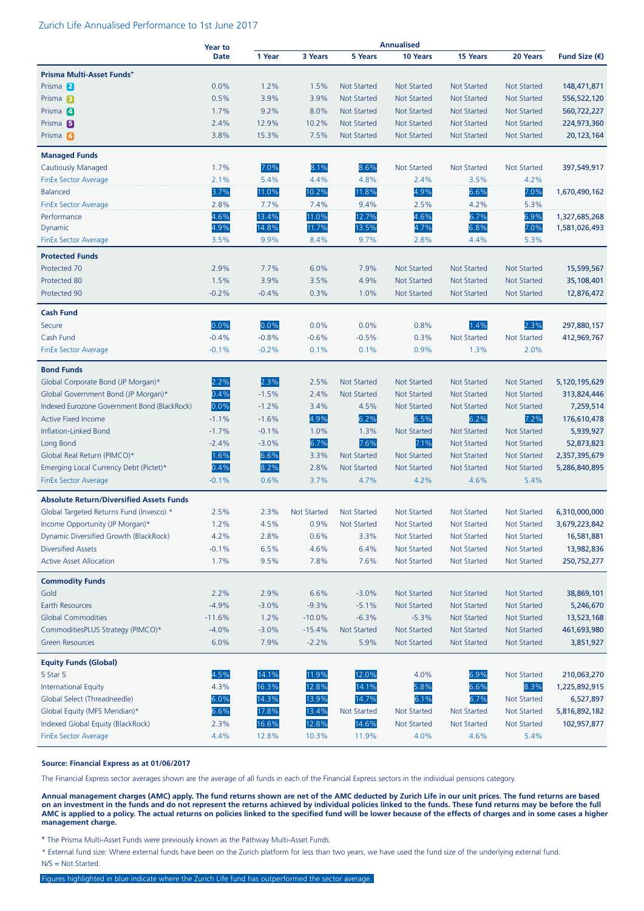## Zurich Life Annualised Performance to 1st June 2017

| | Year to Date | Annualised | | | | | | Fund Size (€) |
|---|---|---|---|---|---|---|---|---|
| | | 1 Year | 3 Years | 5 Years | 10 Years | 15 Years | 20 Years | |
| **Prisma Multi-Asset Funds**⁺ | | | | | | | | |
| Prisma 2 | 0.0% | 1.2% | 1.5% | Not Started | Not Started | Not Started | Not Started | 148,471,871 |
| Prisma 3 | 0.5% | 3.9% | 3.9% | Not Started | Not Started | Not Started | Not Started | 556,522,120 |
| Prisma 4 | 1.7% | 9.2% | 8.0% | Not Started | Not Started | Not Started | Not Started | 560,722,227 |
| Prisma 5 | 2.4% | 12.9% | 10.2% | Not Started | Not Started | Not Started | Not Started | 224,979,360 |
| Prisma 6 | 3.8% | 15.3% | 7.5% | Not Started | Not Started | Not Started | Not Started | 20,123,164 |
| **Managed Funds** | | | | | | | | |
| Cautiously Managed | 1.7% | 7.0% | 8.1% | 8.6% | Not Started | Not Started | Not Started | 397,549,917 |
| FinEx Sector Average | 2.1% | 5.4% | 4.4% | 4.8% | 2.4% | 3.5% | 4.2% | |
| Balanced | 3.7% | 11.0% | 10.2% | 11.8% | 4.9% | 6.6% | 7.0% | 1,670,490,162 |
| FinEx Sector Average | 2.8% | 7.7% | 7.4% | 9.4% | 2.5% | 4.2% | 5.3% | |
| Performance | 4.6% | 13.4% | 11.0% | 12.7% | 4.6% | 6.7% | 6.9% | 1,327,685,268 |
| Dynamic | 4.9% | 14.8% | 11.7% | 13.5% | 4.7% | 6.8% | 7.0% | 1,581,026,493 |
| FinEx Sector Average | 3.5% | 9.9% | 8.4% | 9.7% | 2.8% | 4.4% | 5.3% | |
| **Protected Funds** | | | | | | | | |
| Protected 70 | 2.9% | 7.7% | 6.0% | 7.9% | Not Started | Not Started | Not Started | 15,599,567 |
| Protected 80 | 1.5% | 3.9% | 3.5% | 4.9% | Not Started | Not Started | Not Started | 35,108,401 |
| Protected 90 | -0.2% | -0.4% | 0.3% | 1.0% | Not Started | Not Started | Not Started | 12,876,472 |
| **Cash Fund** | | | | | | | | |
| Secure | 0.0% | 0.0% | 0.0% | 0.0% | 0.8% | 1.4% | 2.3% | 297,880,157 |
| Cash Fund | -0.4% | -0.8% | -0.6% | -0.5% | 0.3% | Not Started | Not Started | 412,969,767 |
| FinEx Sector Average | -0.1% | -0.2% | 0.1% | 0.1% | 0.9% | 1.3% | 2.0% | |
| **Bond Funds** | | | | | | | | |
| Global Corporate Bond (JP Morgan)* | 2.2% | 2.3% | 2.5% | Not Started | Not Started | Not Started | Not Started | 5,120,195,629 |
| Global Government Bond (JP Morgan)* | 0.4% | -1.5% | 2.4% | Not Started | Not Started | Not Started | Not Started | 313,824,446 |
| Indexed Eurozone Government Bond (BlackRock) | 0.0% | -1.2% | 3.4% | 4.5% | Not Started | Not Started | Not Started | 7,259,514 |
| Active Fixed Income | -1.1% | -1.6% | 4.9% | 6.2% | 6.5% | 6.2% | 7.2% | 176,610,478 |
| Inflation-Linked Bond | -1.7% | -0.1% | 1.0% | 1.3% | Not Started | Not Started | Not Started | 5,939,927 |
| Long Bond | -2.4% | -3.0% | 6.7% | 7.6% | 7.1% | Not Started | Not Started | 52,873,823 |
| Global Real Return (PIMCO)* | 1.6% | 6.6% | 3.3% | Not Started | Not Started | Not Started | Not Started | 2,357,395,679 |
| Emerging Local Currency Debt (Pictet)* | 0.4% | 8.2% | 2.8% | Not Started | Not Started | Not Started | Not Started | 5,286,840,895 |
| FinEx Sector Average | -0.1% | 0.6% | 3.7% | 4.7% | 4.2% | 4.6% | 5.4% | |
| **Absolute Return/Diversified Assets Funds** | | | | | | | | |
| Global Targeted Returns Fund (Invesco) * | 2.5% | 2.3% | Not Started | Not Started | Not Started | Not Started | Not Started | 6,310,000,000 |
| Income Opportunity (JP Morgan)* | 1.2% | 4.5% | 0.9% | Not Started | Not Started | Not Started | Not Started | 3,679,223,842 |
| Dynamic Diversified Growth (BlackRock) | 4.2% | 2.8% | 0.6% | 3.3% | Not Started | Not Started | Not Started | 16,581,881 |
| Diversified Assets | -0.1% | 6.5% | 4.6% | 6.4% | Not Started | Not Started | Not Started | 13,982,836 |
| Active Asset Allocation | 1.7% | 9.5% | 7.8% | 7.6% | Not Started | Not Started | Not Started | 250,752,277 |
| **Commodity Funds** | | | | | | | | |
| Gold | 2.2% | 2.9% | 6.6% | -3.0% | Not Started | Not Started | Not Started | 38,869,101 |
| Earth Resources | -4.9% | -3.0% | -9.3% | -5.1% | Not Started | Not Started | Not Started | 5,246,670 |
| Global Commodities | -11.6% | 1.2% | -10.0% | -6.3% | -5.3% | Not Started | Not Started | 13,523,168 |
| CommoditiesPLUS Strategy (PIMCO)* | -4.0% | -3.0% | -15.4% | Not Started | Not Started | Not Started | Not Started | 461,693,980 |
| Green Resources | 6.0% | 7.9% | -2.2% | 5.9% | Not Started | Not Started | Not Started | 3,851,927 |
| **Equity Funds (Global)** | | | | | | | | |
| 5 Star 5 | 4.5% | 14.1% | 11.9% | 12.0% | 4.0% | 6.9% | Not Started | 210,063,270 |
| International Equity | 4.3% | 16.3% | 12.8% | 14.1% | 5.8% | 6.6% | 8.3% | 1,225,892,915 |
| Global Select (Threadneedle) | 6.0% | 14.3% | 13.9% | 14.7% | 6.1% | 6.7% | Not Started | 6,527,897 |
| Global Equity (MFS Meridian)* | 6.6% | 17.8% | 13.4% | Not Started | Not Started | Not Started | Not Started | 5,816,892,182 |
| Indexed Global Equity (BlackRock) | 2.3% | 16.6% | 12.8% | 14.6% | Not Started | Not Started | Not Started | 102,957,877 |
| FinEx Sector Average | 4.4% | 12.8% | 10.3% | 11.9% | 4.0% | 4.6% | 5.4% | |

**Source: Financial Express as at 01/06/2017**

The Financial Express sector averages shown are the average of all funds in each of the Financial Express sectors in the individual pensions category.

**Annual management charges (AMC) apply. The fund returns shown are net of the AMC deducted by Zurich Life in our unit prices. The fund returns are based on an investment in the funds and do not represent the returns achieved by individual policies linked to the funds. These fund returns may be before the full AMC is applied to a policy. The actual returns on policies linked to the specified fund will be lower because of the effects of charges and in some cases a higher management charge.**

⁺ The Prisma Multi-Asset Funds were previously known as the Pathway Multi-Asset Funds.

* External fund size: Where external funds have been on the Zurich platform for less than two years, we have used the fund size of the underlying external fund.

N/S = Not Started.

Figures highlighted in blue indicate where the Zurich Life fund has outperformed the sector average.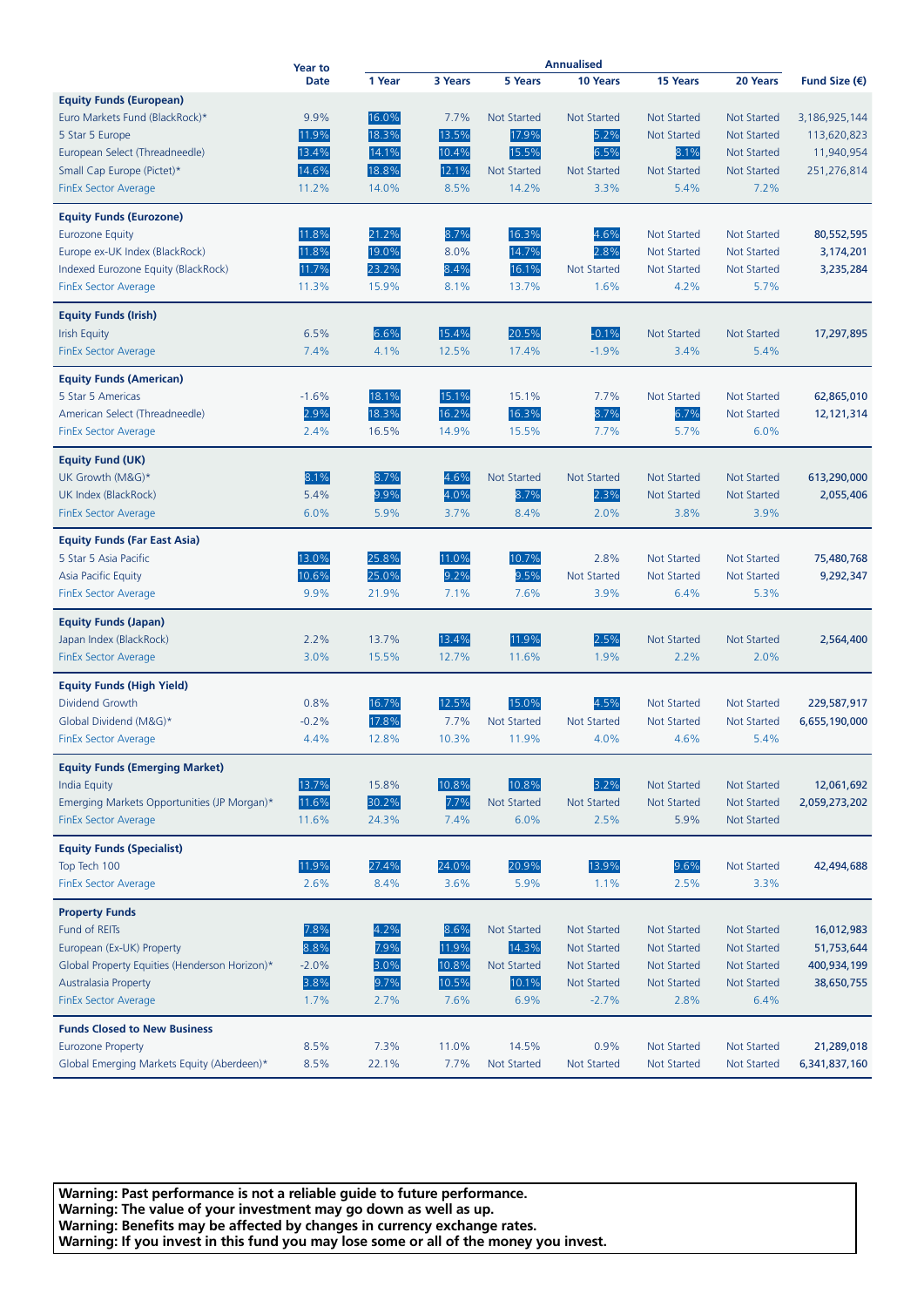| | Year to Date | Annualised | | | | | | Fund Size (€) |
|---|---|---|---|---|---|---|---|---|
| | | 1 Year | 3 Years | 5 Years | 10 Years | 15 Years | 20 Years | |
| **Equity Funds (European)** | | | | | | | | |
| Euro Markets Fund (BlackRock)* | 9.9% | 16.0% | 7.7% | Not Started | Not Started | Not Started | Not Started | 3,186,925,144 |
| 5 Star 5 Europe | 11.9% | 18.3% | 13.5% | 17.9% | 5.2% | Not Started | Not Started | 113,620,823 |
| European Select (Threadneedle) | 13.4% | 14.1% | 10.4% | 15.5% | 6.5% | 8.1% | Not Started | 11,940,954 |
| Small Cap Europe (Pictet)* | 14.6% | 18.8% | 12.1% | Not Started | Not Started | Not Started | Not Started | 251,276,814 |
| FinEx Sector Average | 11.2% | 14.0% | 8.5% | 14.2% | 3.3% | 5.4% | 7.2% | |
| **Equity Funds (Eurozone)** | | | | | | | | |
| Eurozone Equity | 11.8% | 21.2% | 8.7% | 16.3% | 4.6% | Not Started | Not Started | 80,552,595 |
| Europe ex-UK Index (BlackRock) | 11.8% | 19.0% | 8.0% | 14.7% | 2.8% | Not Started | Not Started | 3,174,201 |
| Indexed Eurozone Equity (BlackRock) | 11.7% | 23.2% | 8.4% | 16.1% | Not Started | Not Started | Not Started | 3,235,284 |
| FinEx Sector Average | 11.3% | 15.9% | 8.1% | 13.7% | 1.6% | 4.2% | 5.7% | |
| **Equity Funds (Irish)** | | | | | | | | |
| Irish Equity | 6.5% | 6.6% | 15.4% | 20.5% | -0.1% | Not Started | Not Started | 17,297,895 |
| FinEx Sector Average | 7.4% | 4.1% | 12.5% | 17.4% | -1.9% | 3.4% | 5.4% | |
| **Equity Funds (American)** | | | | | | | | |
| 5 Star 5 Americas | -1.6% | 18.1% | 15.1% | 15.1% | 7.7% | Not Started | Not Started | 62,865,010 |
| American Select (Threadneedle) | 2.9% | 18.3% | 16.2% | 16.3% | 8.7% | 6.7% | Not Started | 12,121,314 |
| FinEx Sector Average | 2.4% | 16.5% | 14.9% | 15.5% | 7.7% | 5.7% | 6.0% | |
| **Equity Fund (UK)** | | | | | | | | |
| UK Growth (M&G)* | 8.1% | 8.7% | 4.6% | Not Started | Not Started | Not Started | Not Started | 613,290,000 |
| UK Index (BlackRock) | 5.4% | 9.9% | 4.0% | 8.7% | 2.3% | Not Started | Not Started | 2,055,406 |
| FinEx Sector Average | 6.0% | 5.9% | 3.7% | 8.4% | 2.0% | 3.8% | 3.9% | |
| **Equity Funds (Far East Asia)** | | | | | | | | |
| 5 Star 5 Asia Pacific | 13.0% | 25.8% | 11.0% | 10.7% | 2.8% | Not Started | Not Started | 75,480,768 |
| Asia Pacific Equity | 10.6% | 25.0% | 9.2% | 9.5% | Not Started | Not Started | Not Started | 9,292,347 |
| FinEx Sector Average | 9.9% | 21.9% | 7.1% | 7.6% | 3.9% | 6.4% | 5.3% | |
| **Equity Funds (Japan)** | | | | | | | | |
| Japan Index (BlackRock) | 2.2% | 13.7% | 13.4% | 11.9% | 2.5% | Not Started | Not Started | 2,564,400 |
| FinEx Sector Average | 3.0% | 15.5% | 12.7% | 11.6% | 1.9% | 2.2% | 2.0% | |
| **Equity Funds (High Yield)** | | | | | | | | |
| Dividend Growth | 0.8% | 16.7% | 12.5% | 15.0% | 4.5% | Not Started | Not Started | 229,587,917 |
| Global Dividend (M&G)* | -0.2% | 17.8% | 7.7% | Not Started | Not Started | Not Started | Not Started | 6,655,190,000 |
| FinEx Sector Average | 4.4% | 12.8% | 10.3% | 11.9% | 4.0% | 4.6% | 5.4% | |
| **Equity Funds (Emerging Market)** | | | | | | | | |
| India Equity | 13.7% | 15.8% | 10.8% | 10.8% | 3.2% | Not Started | Not Started | 12,061,692 |
| Emerging Markets Opportunities (JP Morgan)* | 11.6% | 30.2% | 7.7% | Not Started | Not Started | Not Started | Not Started | 2,059,273,202 |
| FinEx Sector Average | 11.6% | 24.3% | 7.4% | 6.0% | 2.5% | 5.9% | Not Started | |
| **Equity Funds (Specialist)** | | | | | | | | |
| Top Tech 100 | 11.9% | 27.4% | 24.0% | 20.9% | 13.9% | 9.6% | Not Started | 42,494,688 |
| FinEx Sector Average | 2.6% | 8.4% | 3.6% | 5.9% | 1.1% | 2.5% | 3.3% | |
| **Property Funds** | | | | | | | | |
| Fund of REITs | 7.8% | 4.2% | 8.6% | Not Started | Not Started | Not Started | Not Started | 16,012,983 |
| European (Ex-UK) Property | 8.8% | 7.9% | 11.9% | 14.3% | Not Started | Not Started | Not Started | 51,753,644 |
| Global Property Equities (Henderson Horizon)* | -2.0% | 3.0% | 10.8% | Not Started | Not Started | Not Started | Not Started | 400,934,199 |
| Australasia Property | 3.8% | 9.7% | 10.5% | 10.1% | Not Started | Not Started | Not Started | 38,650,755 |
| FinEx Sector Average | 1.7% | 2.7% | 7.6% | 6.9% | -2.7% | 2.8% | 6.4% | |
| **Funds Closed to New Business** | | | | | | | | |
| Eurozone Property | 8.5% | 7.3% | 11.0% | 14.5% | 0.9% | Not Started | Not Started | 21,289,018 |
| Global Emerging Markets Equity (Aberdeen)* | 8.5% | 22.1% | 7.7% | Not Started | Not Started | Not Started | Not Started | 6,341,837,160 |

**Warning: Past performance is not a reliable guide to future performance.**
**Warning: The value of your investment may go down as well as up.**
**Warning: Benefits may be affected by changes in currency exchange rates.**
**Warning: If you invest in this fund you may lose some or all of the money you invest.**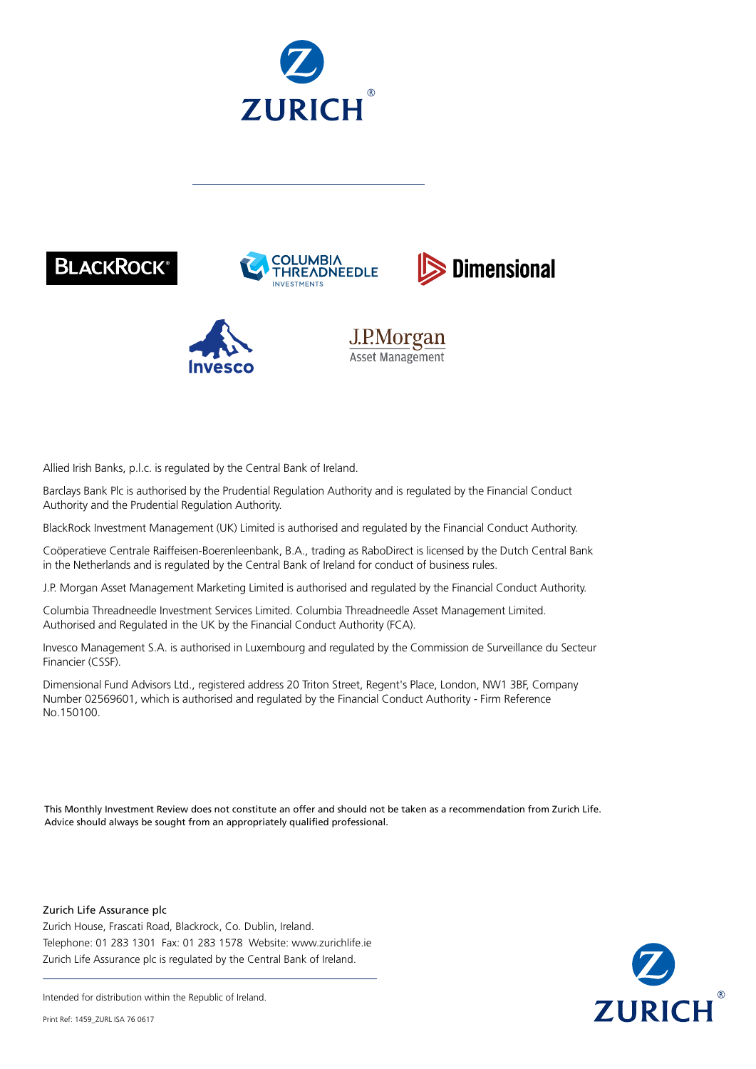Allied Irish Banks, p.l.c. is regulated by the Central Bank of Ireland.

Barclays Bank Plc is authorised by the Prudential Regulation Authority and is regulated by the Financial Conduct Authority and the Prudential Regulation Authority.

BlackRock Investment Management (UK) Limited is authorised and regulated by the Financial Conduct Authority.

Coöperatieve Centrale Raiffeisen-Boerenleenbank, B.A., trading as RaboDirect is licensed by the Dutch Central Bank in the Netherlands and is regulated by the Central Bank of Ireland for conduct of business rules.

J.P. Morgan Asset Management Marketing Limited is authorised and regulated by the Financial Conduct Authority.

Columbia Threadneedle Investment Services Limited. Columbia Threadneedle Asset Management Limited. Authorised and Regulated in the UK by the Financial Conduct Authority (FCA).

Invesco Management S.A. is authorised in Luxembourg and regulated by the Commission de Surveillance du Secteur Financier (CSSF).

Dimensional Fund Advisors Ltd., registered address 20 Triton Street, Regent's Place, London, NW1 3BF, Company Number 02569601, which is authorised and regulated by the Financial Conduct Authority - Firm Reference No.150100.

This Monthly Investment Review does not constitute an offer and should not be taken as a recommendation from Zurich Life. Advice should always be sought from an appropriately qualified professional.

Zurich Life Assurance plc
Zurich House, Frascati Road, Blackrock, Co. Dublin, Ireland.
Telephone: 01 283 1301 Fax: 01 283 1578 Website: www.zurichlife.ie
Zurich Life Assurance plc is regulated by the Central Bank of Ireland.

Intended for distribution within the Republic of Ireland.

Print Ref: 1459_ZURL ISA 76 0617